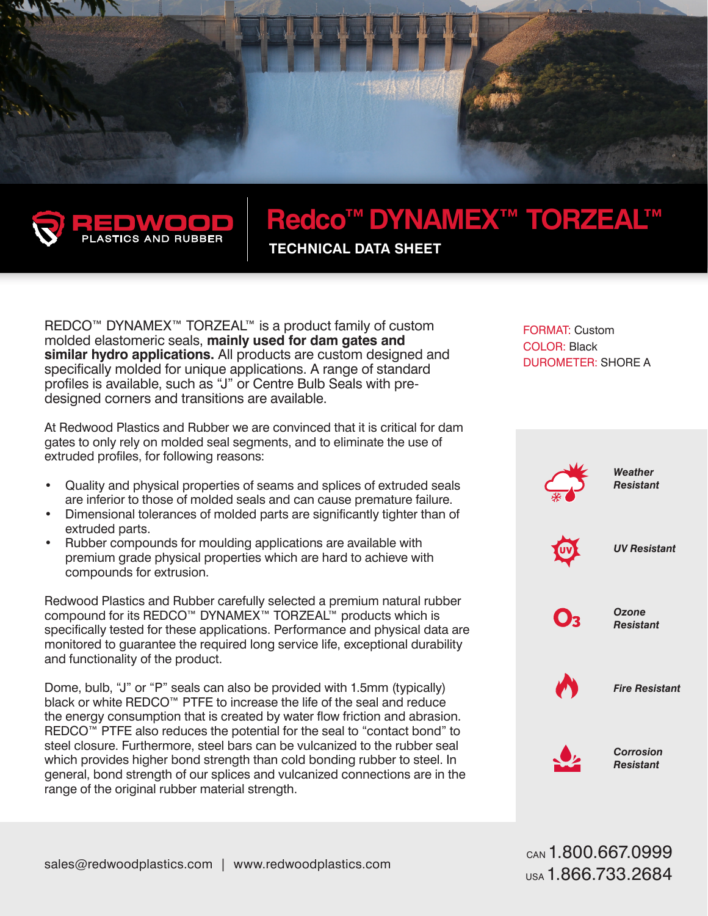# Redco™ DYNAMEX™ TORZEAL™

## TECHNICAL DATA SHEET

REDCO™ DYNAMEX™ TORZEAL™ is a product family of custom molded elastomeric seals, **mainly used for dam gates and similar hydro applications.** All products are custom designed and specifically molded for unique applications. A range of standard profiles is available, such as "J" or Centre Bulb Seals with pre-designed corners and transitions are available.

At Redwood Plastics and Rubber we are convinced that it is critical for dam gates to only rely on molded seal segments, and to eliminate the use of extruded profiles, for following reasons:

- Quality and physical properties of seams and splices of extruded seals are inferior to those of molded seals and can cause premature failure.
- Dimensional tolerances of molded parts are significantly tighter than of extruded parts.
- Rubber compounds for moulding applications are available with premium grade physical properties which are hard to achieve with compounds for extrusion.

Redwood Plastics and Rubber carefully selected a premium natural rubber compound for its REDCO™ DYNAMEX™ TORZEAL™ products which is specifically tested for these applications. Performance and physical data are monitored to guarantee the required long service life, exceptional durability and functionality of the product.

Dome, bulb, "J" or "P" seals can also be provided with 1.5mm (typically) black or white REDCO™ PTFE to increase the life of the seal and reduce the energy consumption that is created by water flow friction and abrasion. REDCO™ PTFE also reduces the potential for the seal to "contact bond" to steel closure. Furthermore, steel bars can be vulcanized to the rubber seal which provides higher bond strength than cold bonding rubber to steel. In general, bond strength of our splices and vulcanized connections are in the range of the original rubber material strength.

FORMAT: Custom
COLOR: Black
DUROMETER: SHORE A

*Weather Resistant*

*UV Resistant*

*Ozone Resistant*

*Fire Resistant*

*Corrosion Resistant*

sales@redwoodplastics.com | www.redwoodplastics.com

CAN 1.800.667.0999
USA 1.866.733.2684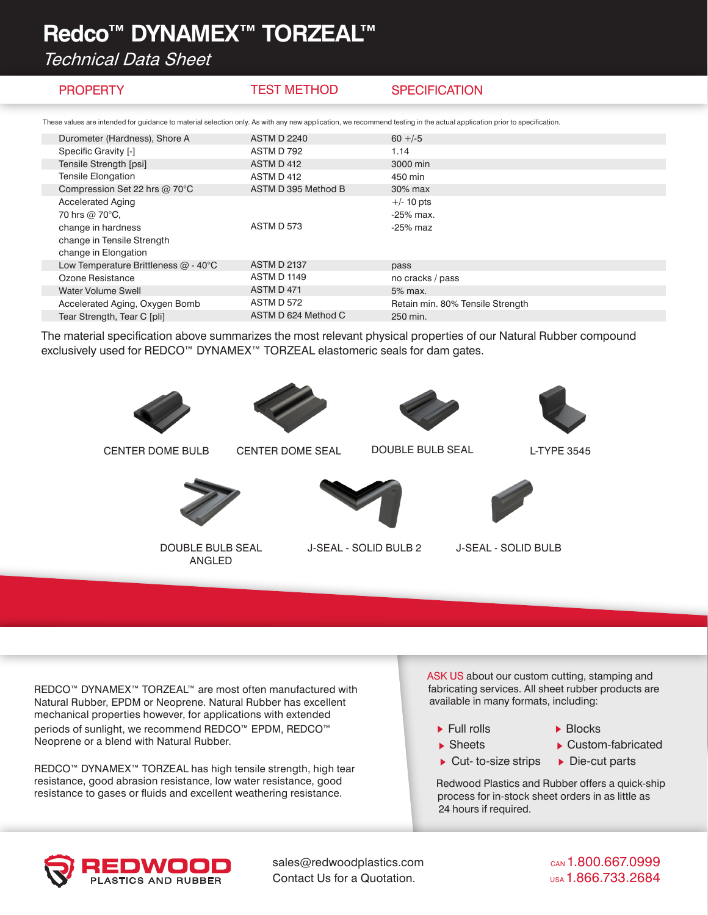# Redco™ DYNAMEX™ TORZEAL™

*Technical Data Sheet*

These values are intended for guidance to material selection only. As with any new application, we recommend testing in the actual application prior to specification.

| PROPERTY | TEST METHOD | SPECIFICATION |
|---|---|---|
| Durometer (Hardness), Shore A | ASTM D 2240 | 60 +/-5 |
| Specific Gravity [-] | ASTM D 792 | 1.14 |
| Tensile Strength [psi] | ASTM D 412 | 3000 min |
| Tensile Elongation | ASTM D 412 | 450 min |
| Compression Set 22 hrs @ 70°C | ASTM D 395 Method B | 30% max |
| Accelerated Aging 70 hrs @ 70°C, change in hardness, change in Tensile Strength, change in Elongation | ASTM D 573 | +/- 10 pts, -25% max., -25% maz |
| Low Temperature Brittleness @ - 40°C | ASTM D 2137 | pass |
| Ozone Resistance | ASTM D 1149 | no cracks / pass |
| Water Volume Swell | ASTM D 471 | 5% max. |
| Accelerated Aging, Oxygen Bomb | ASTM D 572 | Retain min. 80% Tensile Strength |
| Tear Strength, Tear C [pli] | ASTM D 624 Method C | 250 min. |

The material specification above summarizes the most relevant physical properties of our Natural Rubber compound exclusively used for REDCO™ DYNAMEX™ TORZEAL elastomeric seals for dam gates.

CENTER DOME BULB

CENTER DOME SEAL

DOUBLE BULB SEAL

L-TYPE 3545

DOUBLE BULB SEAL ANGLED

J-SEAL - SOLID BULB 2

J-SEAL - SOLID BULB

REDCO™ DYNAMEX™ TORZEAL™ are most often manufactured with Natural Rubber, EPDM or Neoprene. Natural Rubber has excellent mechanical properties however, for applications with extended periods of sunlight, we recommend REDCO™ EPDM, REDCO™ Neoprene or a blend with Natural Rubber.

REDCO™ DYNAMEX™ TORZEAL has high tensile strength, high tear resistance, good abrasion resistance, low water resistance, good resistance to gases or fluids and excellent weathering resistance.

ASK US about our custom cutting, stamping and fabricating services. All sheet rubber products are available in many formats, including:

- Full rolls
- Sheets
- Cut- to-size strips
- Blocks
- Custom-fabricated
- Die-cut parts

Redwood Plastics and Rubber offers a quick-ship process for in-stock sheet orders in as little as 24 hours if required.

REDWOOD PLASTICS AND RUBBER

sales@redwoodplastics.com
Contact Us for a Quotation.

CAN 1.800.667.0999
USA 1.866.733.2684